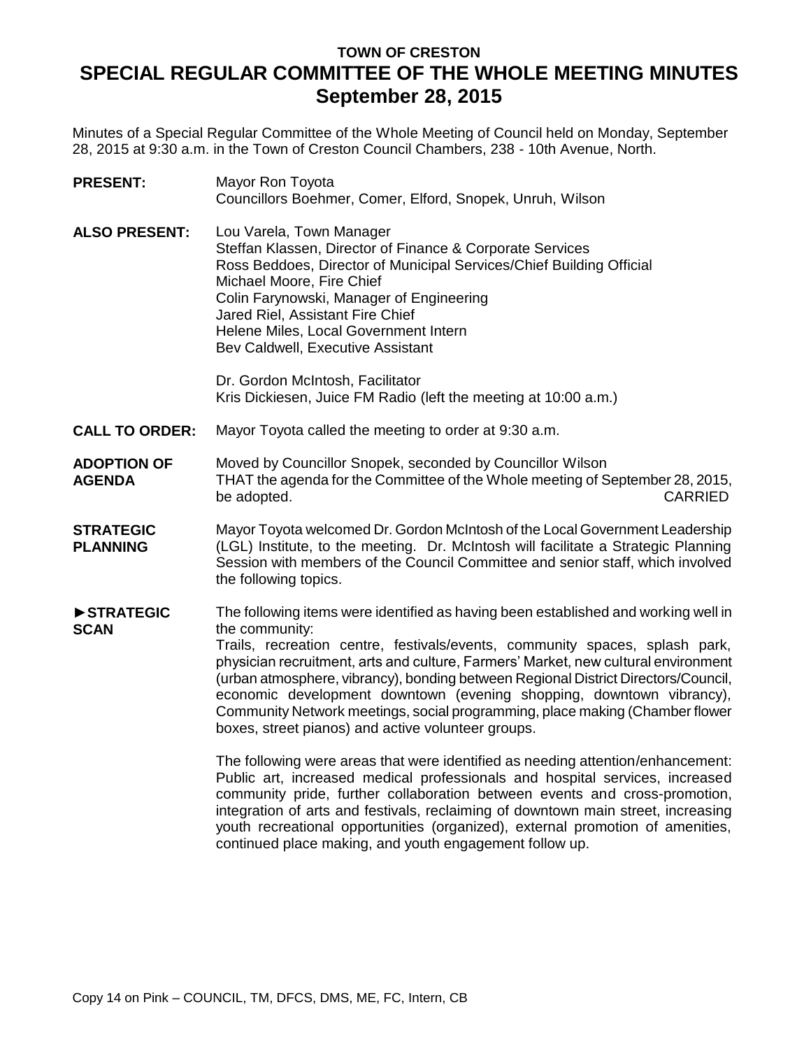# TOWN OF CRESTON

# SPECIAL REGULAR COMMITTEE OF THE WHOLE MEETING MINUTES

## September 28, 2015

Minutes of a Special Regular Committee of the Whole Meeting of Council held on Monday, September 28, 2015 at 9:30 a.m. in the Town of Creston Council Chambers, 238 - 10th Avenue, North.

**PRESENT:** Mayor Ron Toyota
Councillors Boehmer, Comer, Elford, Snopek, Unruh, Wilson

**ALSO PRESENT:** Lou Varela, Town Manager
Steffan Klassen, Director of Finance & Corporate Services
Ross Beddoes, Director of Municipal Services/Chief Building Official
Michael Moore, Fire Chief
Colin Farynowski, Manager of Engineering
Jared Riel, Assistant Fire Chief
Helene Miles, Local Government Intern
Bev Caldwell, Executive Assistant

Dr. Gordon McIntosh, Facilitator
Kris Dickiesen, Juice FM Radio (left the meeting at 10:00 a.m.)

**CALL TO ORDER:** Mayor Toyota called the meeting to order at 9:30 a.m.

**ADOPTION OF AGENDA**

Moved by Councillor Snopek, seconded by Councillor Wilson
THAT the agenda for the Committee of the Whole meeting of September 28, 2015, be adopted. CARRIED

**STRATEGIC PLANNING**

Mayor Toyota welcomed Dr. Gordon McIntosh of the Local Government Leadership (LGL) Institute, to the meeting. Dr. McIntosh will facilitate a Strategic Planning Session with members of the Council Committee and senior staff, which involved the following topics.

**►STRATEGIC SCAN**

The following items were identified as having been established and working well in the community:
Trails, recreation centre, festivals/events, community spaces, splash park, physician recruitment, arts and culture, Farmers' Market, new cultural environment (urban atmosphere, vibrancy), bonding between Regional District Directors/Council, economic development downtown (evening shopping, downtown vibrancy), Community Network meetings, social programming, place making (Chamber flower boxes, street pianos) and active volunteer groups.

The following were areas that were identified as needing attention/enhancement: Public art, increased medical professionals and hospital services, increased community pride, further collaboration between events and cross-promotion, integration of arts and festivals, reclaiming of downtown main street, increasing youth recreational opportunities (organized), external promotion of amenities, continued place making, and youth engagement follow up.

Copy 14 on Pink – COUNCIL, TM, DFCS, DMS, ME, FC, Intern, CB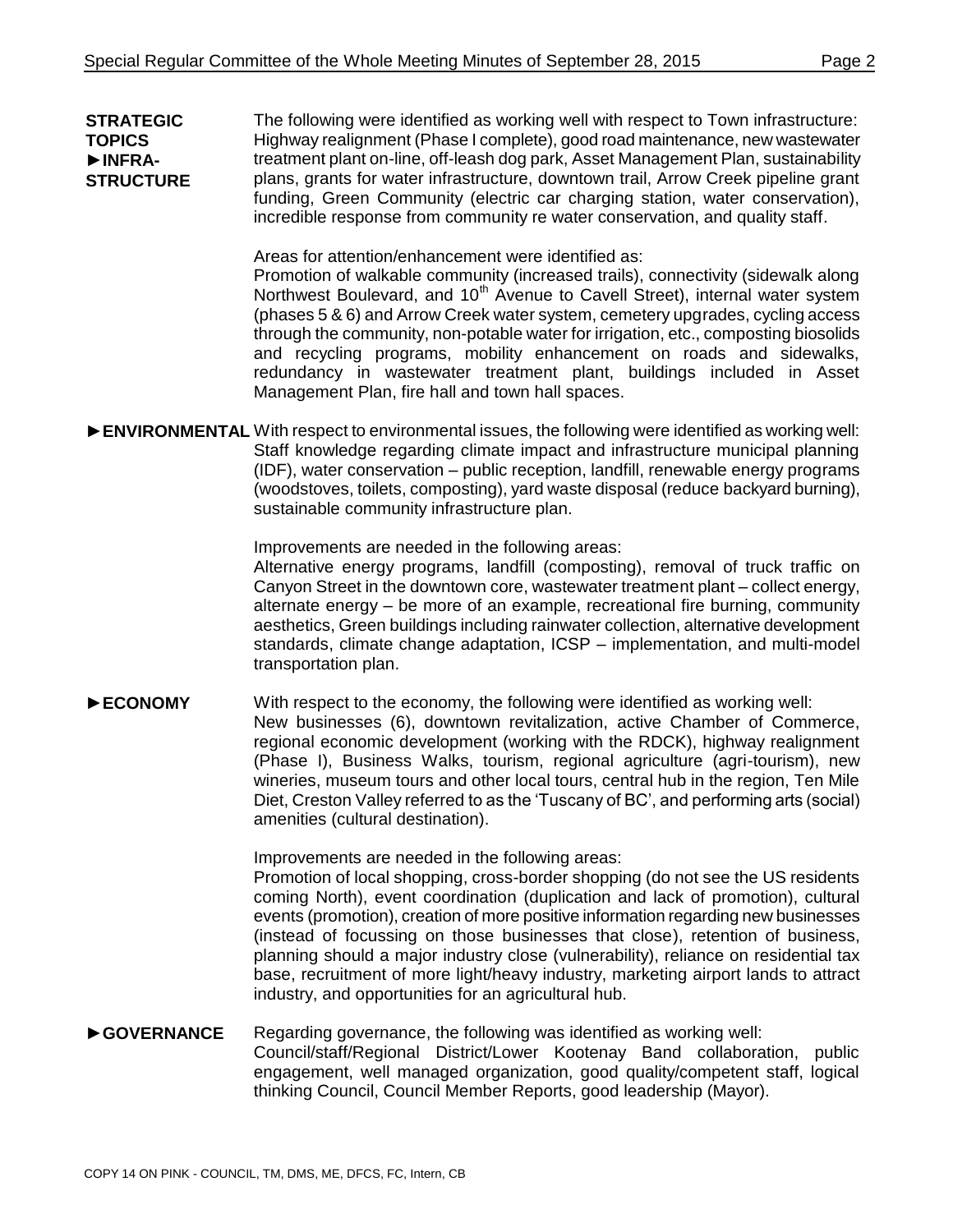**STRATEGIC TOPICS**
**►INFRA-STRUCTURE**

The following were identified as working well with respect to Town infrastructure: Highway realignment (Phase I complete), good road maintenance, new wastewater treatment plant on-line, off-leash dog park, Asset Management Plan, sustainability plans, grants for water infrastructure, downtown trail, Arrow Creek pipeline grant funding, Green Community (electric car charging station, water conservation), incredible response from community re water conservation, and quality staff.

Areas for attention/enhancement were identified as:
Promotion of walkable community (increased trails), connectivity (sidewalk along Northwest Boulevard, and 10th Avenue to Cavell Street), internal water system (phases 5 & 6) and Arrow Creek water system, cemetery upgrades, cycling access through the community, non-potable water for irrigation, etc., composting biosolids and recycling programs, mobility enhancement on roads and sidewalks, redundancy in wastewater treatment plant, buildings included in Asset Management Plan, fire hall and town hall spaces.

**►ENVIRONMENTAL**

With respect to environmental issues, the following were identified as working well: Staff knowledge regarding climate impact and infrastructure municipal planning (IDF), water conservation – public reception, landfill, renewable energy programs (woodstoves, toilets, composting), yard waste disposal (reduce backyard burning), sustainable community infrastructure plan.

Improvements are needed in the following areas:
Alternative energy programs, landfill (composting), removal of truck traffic on Canyon Street in the downtown core, wastewater treatment plant – collect energy, alternate energy – be more of an example, recreational fire burning, community aesthetics, Green buildings including rainwater collection, alternative development standards, climate change adaptation, ICSP – implementation, and multi-model transportation plan.

**►ECONOMY**

With respect to the economy, the following were identified as working well:
New businesses (6), downtown revitalization, active Chamber of Commerce, regional economic development (working with the RDCK), highway realignment (Phase I), Business Walks, tourism, regional agriculture (agri-tourism), new wineries, museum tours and other local tours, central hub in the region, Ten Mile Diet, Creston Valley referred to as the 'Tuscany of BC', and performing arts (social) amenities (cultural destination).

Improvements are needed in the following areas:
Promotion of local shopping, cross-border shopping (do not see the US residents coming North), event coordination (duplication and lack of promotion), cultural events (promotion), creation of more positive information regarding new businesses (instead of focussing on those businesses that close), retention of business, planning should a major industry close (vulnerability), reliance on residential tax base, recruitment of more light/heavy industry, marketing airport lands to attract industry, and opportunities for an agricultural hub.

**►GOVERNANCE**

Regarding governance, the following was identified as working well:
Council/staff/Regional District/Lower Kootenay Band collaboration, public engagement, well managed organization, good quality/competent staff, logical thinking Council, Council Member Reports, good leadership (Mayor).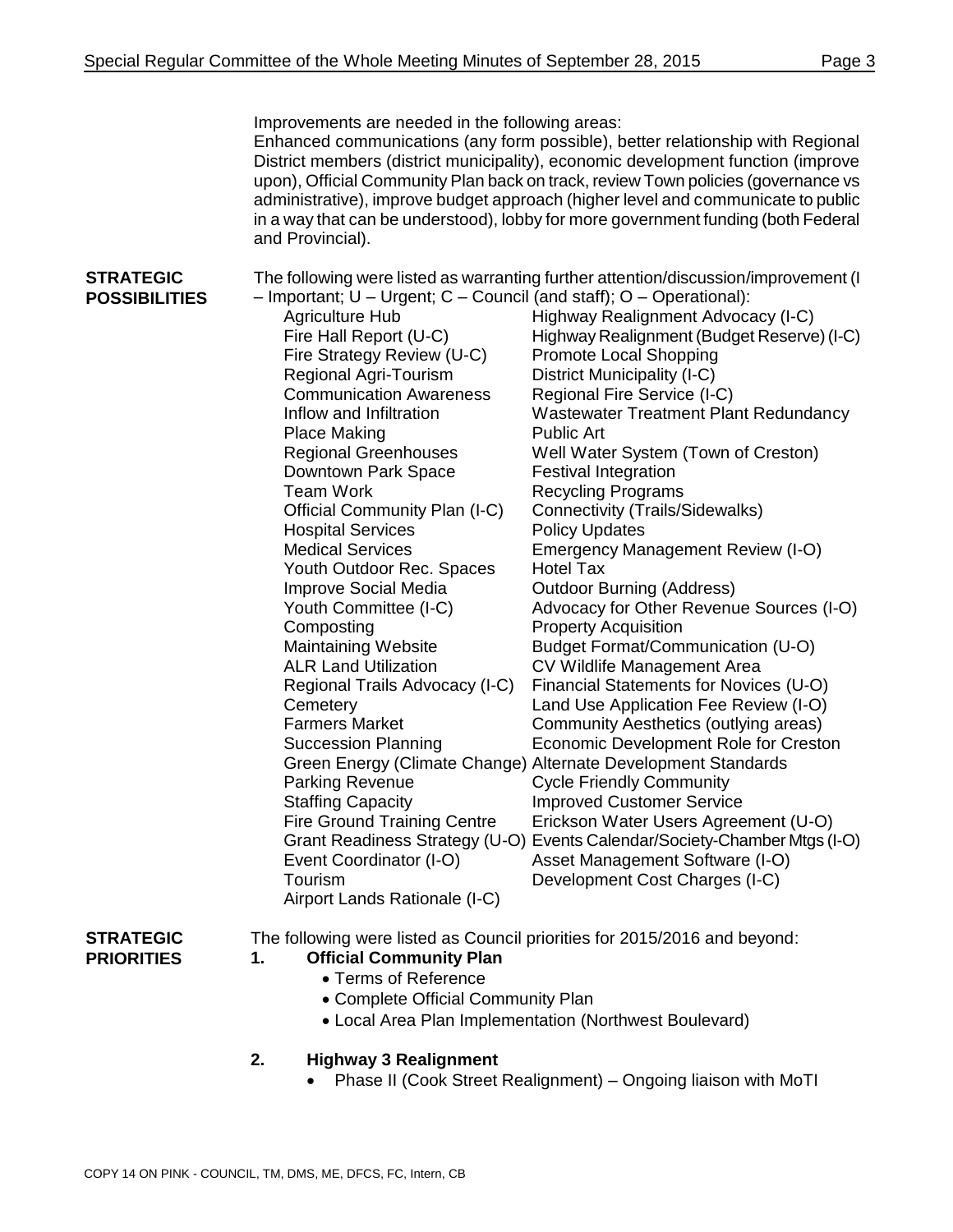Improvements are needed in the following areas:
Enhanced communications (any form possible), better relationship with Regional District members (district municipality), economic development function (improve upon), Official Community Plan back on track, review Town policies (governance vs administrative), improve budget approach (higher level and communicate to public in a way that can be understood), lobby for more government funding (both Federal and Provincial).

**STRATEGIC POSSIBILITIES**

The following were listed as warranting further attention/discussion/improvement (I – Important; U – Urgent; C – Council (and staff); O – Operational):

- Agriculture Hub
- Fire Hall Report (U-C)
- Fire Strategy Review (U-C)
- Regional Agri-Tourism
- Communication Awareness
- Inflow and Infiltration
- Place Making
- Regional Greenhouses
- Downtown Park Space
- Team Work
- Official Community Plan (I-C)
- Hospital Services
- Medical Services
- Youth Outdoor Rec. Spaces
- Improve Social Media
- Youth Committee (I-C)
- Composting
- Maintaining Website
- ALR Land Utilization
- Regional Trails Advocacy (I-C)
- Cemetery
- Farmers Market
- Succession Planning
- Green Energy (Climate Change)
- Parking Revenue
- Staffing Capacity
- Fire Ground Training Centre
- Grant Readiness Strategy (U-O)
- Event Coordinator (I-O)
- Tourism
- Airport Lands Rationale (I-C)
- Highway Realignment Advocacy (I-C)
- Highway Realignment (Budget Reserve) (I-C)
- Promote Local Shopping
- District Municipality (I-C)
- Regional Fire Service (I-C)
- Wastewater Treatment Plant Redundancy
- Public Art
- Well Water System (Town of Creston)
- Festival Integration
- Recycling Programs
- Connectivity (Trails/Sidewalks)
- Policy Updates
- Emergency Management Review (I-O)
- Hotel Tax
- Outdoor Burning (Address)
- Advocacy for Other Revenue Sources (I-O)
- Property Acquisition
- Budget Format/Communication (U-O)
- CV Wildlife Management Area
- Financial Statements for Novices (U-O)
- Land Use Application Fee Review (I-O)
- Community Aesthetics (outlying areas)
- Economic Development Role for Creston
- Alternate Development Standards
- Cycle Friendly Community
- Improved Customer Service
- Erickson Water Users Agreement (U-O)
- Events Calendar/Society-Chamber Mtgs (I-O)
- Asset Management Software (I-O)
- Development Cost Charges (I-C)

**STRATEGIC PRIORITIES**

The following were listed as Council priorities for 2015/2016 and beyond:

1. **Official Community Plan**
   - Terms of Reference
   - Complete Official Community Plan
   - Local Area Plan Implementation (Northwest Boulevard)

2. **Highway 3 Realignment**
   - Phase II (Cook Street Realignment) – Ongoing liaison with MoTI

COPY 14 ON PINK - COUNCIL, TM, DMS, ME, DFCS, FC, Intern, CB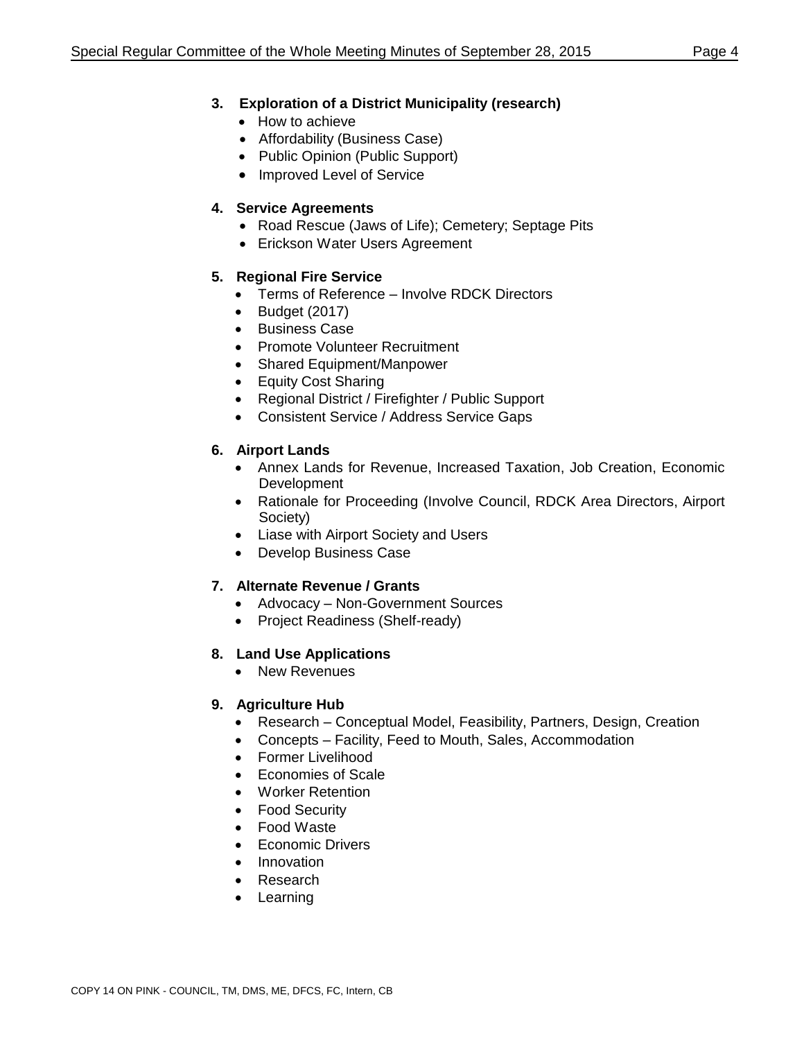**3. Exploration of a District Municipality (research)**

- How to achieve
- Affordability (Business Case)
- Public Opinion (Public Support)
- Improved Level of Service

**4. Service Agreements**

- Road Rescue (Jaws of Life); Cemetery; Septage Pits
- Erickson Water Users Agreement

**5. Regional Fire Service**

- Terms of Reference – Involve RDCK Directors
- Budget (2017)
- Business Case
- Promote Volunteer Recruitment
- Shared Equipment/Manpower
- Equity Cost Sharing
- Regional District / Firefighter / Public Support
- Consistent Service / Address Service Gaps

**6. Airport Lands**

- Annex Lands for Revenue, Increased Taxation, Job Creation, Economic Development
- Rationale for Proceeding (Involve Council, RDCK Area Directors, Airport Society)
- Liase with Airport Society and Users
- Develop Business Case

**7. Alternate Revenue / Grants**

- Advocacy – Non-Government Sources
- Project Readiness (Shelf-ready)

**8. Land Use Applications**

- New Revenues

**9. Agriculture Hub**

- Research – Conceptual Model, Feasibility, Partners, Design, Creation
- Concepts – Facility, Feed to Mouth, Sales, Accommodation
- Former Livelihood
- Economies of Scale
- Worker Retention
- Food Security
- Food Waste
- Economic Drivers
- Innovation
- Research
- Learning

COPY 14 ON PINK - COUNCIL, TM, DMS, ME, DFCS, FC, Intern, CB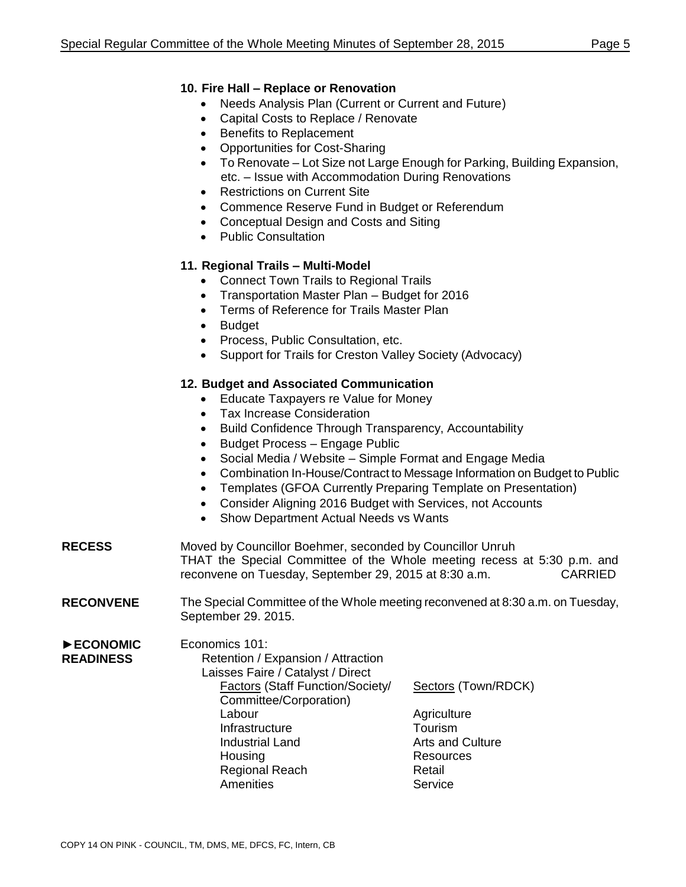### 10. Fire Hall – Replace or Renovation

- Needs Analysis Plan (Current or Current and Future)
- Capital Costs to Replace / Renovate
- Benefits to Replacement
- Opportunities for Cost-Sharing
- To Renovate – Lot Size not Large Enough for Parking, Building Expansion, etc. – Issue with Accommodation During Renovations
- Restrictions on Current Site
- Commence Reserve Fund in Budget or Referendum
- Conceptual Design and Costs and Siting
- Public Consultation

### 11. Regional Trails – Multi-Model

- Connect Town Trails to Regional Trails
- Transportation Master Plan – Budget for 2016
- Terms of Reference for Trails Master Plan
- Budget
- Process, Public Consultation, etc.
- Support for Trails for Creston Valley Society (Advocacy)

### 12. Budget and Associated Communication

- Educate Taxpayers re Value for Money
- Tax Increase Consideration
- Build Confidence Through Transparency, Accountability
- Budget Process – Engage Public
- Social Media / Website – Simple Format and Engage Media
- Combination In-House/Contract to Message Information on Budget to Public
- Templates (GFOA Currently Preparing Template on Presentation)
- Consider Aligning 2016 Budget with Services, not Accounts
- Show Department Actual Needs vs Wants

**RECESS**

Moved by Councillor Boehmer, seconded by Councillor Unruh
THAT the Special Committee of the Whole meeting recess at 5:30 p.m. and reconvene on Tuesday, September 29, 2015 at 8:30 a.m. CARRIED

**RECONVENE**

The Special Committee of the Whole meeting reconvened at 8:30 a.m. on Tuesday, September 29. 2015.

**►ECONOMIC READINESS**

Economics 101:
Retention / Expansion / Attraction
Laisses Faire / Catalyst / Direct

| Factors (Staff Function/Society/ Committee/Corporation) | Sectors (Town/RDCK) |
|---|---|
| Labour | Agriculture |
| Infrastructure | Tourism |
| Industrial Land | Arts and Culture |
| Housing | Resources |
| Regional Reach | Retail |
| Amenities | Service |

COPY 14 ON PINK - COUNCIL, TM, DMS, ME, DFCS, FC, Intern, CB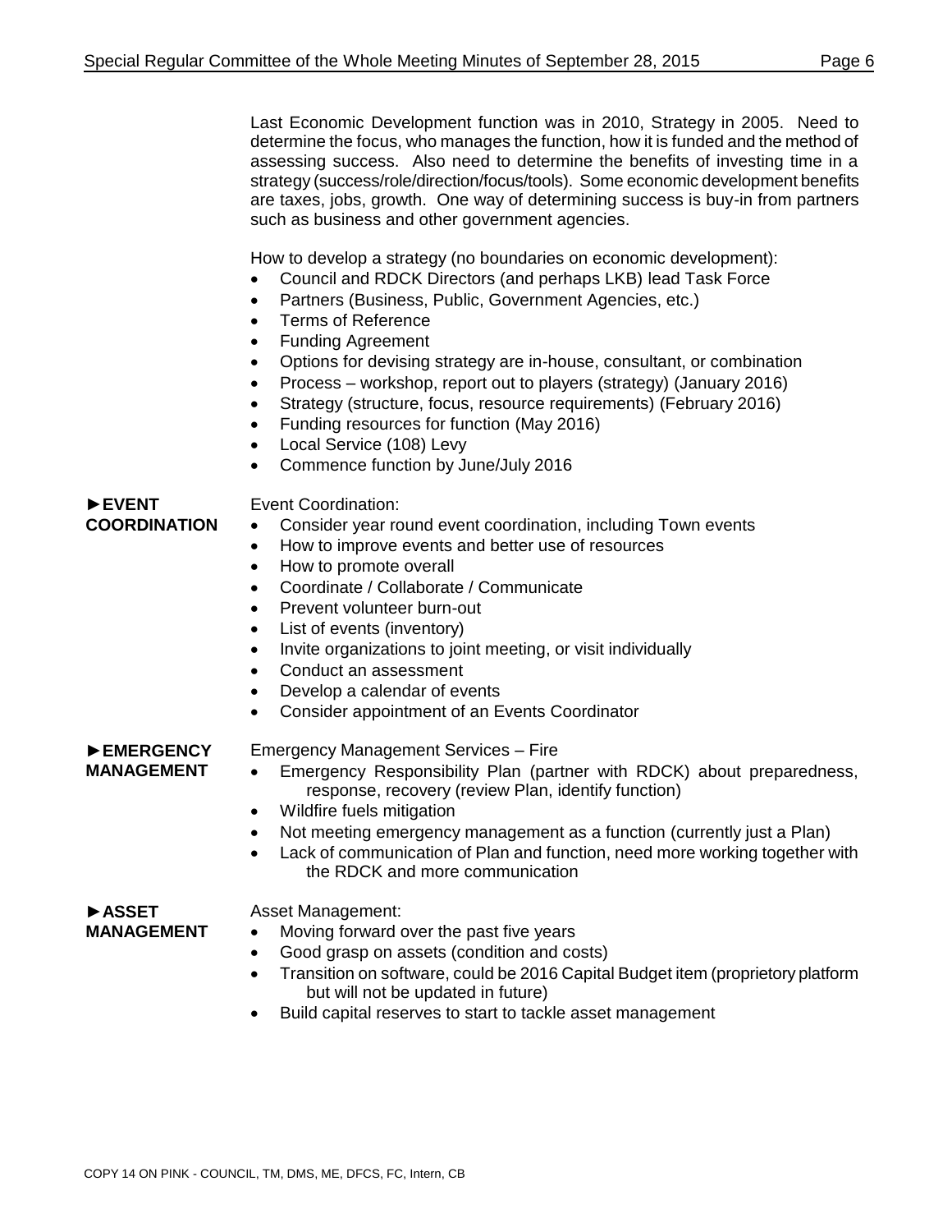Last Economic Development function was in 2010, Strategy in 2005. Need to determine the focus, who manages the function, how it is funded and the method of assessing success. Also need to determine the benefits of investing time in a strategy (success/role/direction/focus/tools). Some economic development benefits are taxes, jobs, growth. One way of determining success is buy-in from partners such as business and other government agencies.

How to develop a strategy (no boundaries on economic development):

- Council and RDCK Directors (and perhaps LKB) lead Task Force
- Partners (Business, Public, Government Agencies, etc.)
- Terms of Reference
- Funding Agreement
- Options for devising strategy are in-house, consultant, or combination
- Process – workshop, report out to players (strategy) (January 2016)
- Strategy (structure, focus, resource requirements) (February 2016)
- Funding resources for function (May 2016)
- Local Service (108) Levy
- Commence function by June/July 2016

**►EVENT COORDINATION**

Event Coordination:

- Consider year round event coordination, including Town events
- How to improve events and better use of resources
- How to promote overall
- Coordinate / Collaborate / Communicate
- Prevent volunteer burn-out
- List of events (inventory)
- Invite organizations to joint meeting, or visit individually
- Conduct an assessment
- Develop a calendar of events
- Consider appointment of an Events Coordinator

**►EMERGENCY MANAGEMENT**

Emergency Management Services – Fire

- Emergency Responsibility Plan (partner with RDCK) about preparedness, response, recovery (review Plan, identify function)
- Wildfire fuels mitigation
- Not meeting emergency management as a function (currently just a Plan)
- Lack of communication of Plan and function, need more working together with the RDCK and more communication

**►ASSET MANAGEMENT**

Asset Management:

- Moving forward over the past five years
- Good grasp on assets (condition and costs)
- Transition on software, could be 2016 Capital Budget item (proprietory platform but will not be updated in future)
- Build capital reserves to start to tackle asset management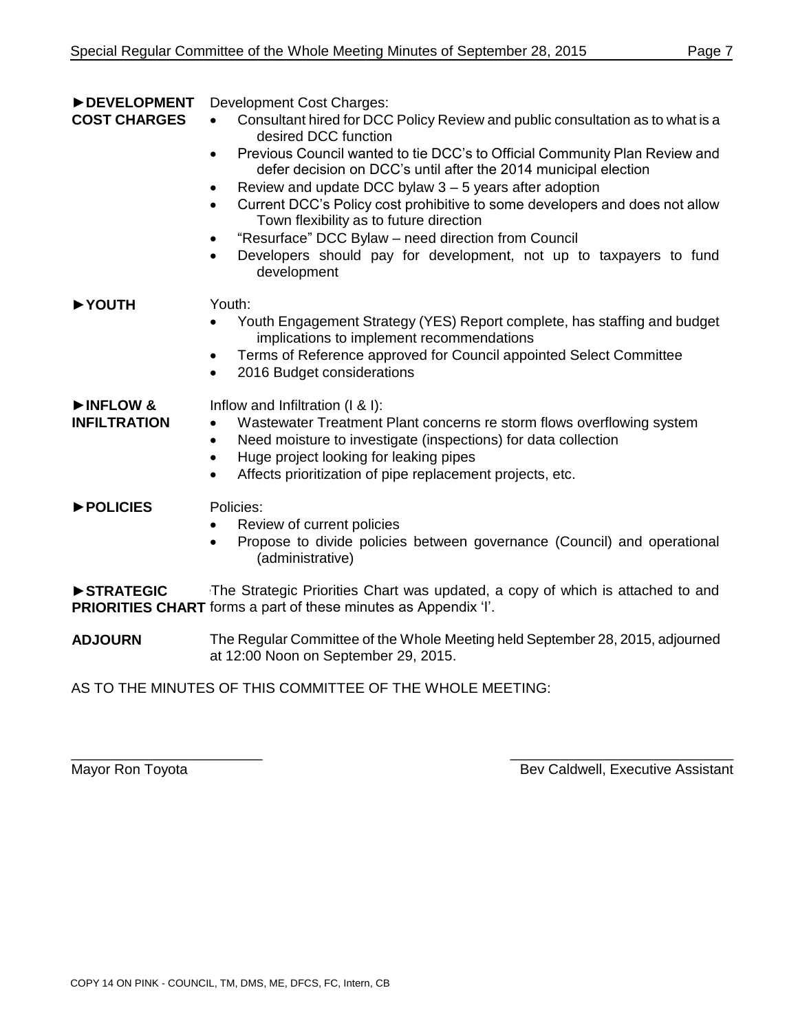**►DEVELOPMENT COST CHARGES**

Development Cost Charges:

- Consultant hired for DCC Policy Review and public consultation as to what is a desired DCC function
- Previous Council wanted to tie DCC's to Official Community Plan Review and defer decision on DCC's until after the 2014 municipal election
- Review and update DCC bylaw 3 – 5 years after adoption
- Current DCC's Policy cost prohibitive to some developers and does not allow Town flexibility as to future direction
- "Resurface" DCC Bylaw – need direction from Council
- Developers should pay for development, not up to taxpayers to fund development

**►YOUTH**

Youth:

- Youth Engagement Strategy (YES) Report complete, has staffing and budget implications to implement recommendations
- Terms of Reference approved for Council appointed Select Committee
- 2016 Budget considerations

**►INFLOW & INFILTRATION**

Inflow and Infiltration (I & I):

- Wastewater Treatment Plant concerns re storm flows overflowing system
- Need moisture to investigate (inspections) for data collection
- Huge project looking for leaking pipes
- Affects prioritization of pipe replacement projects, etc.

**►POLICIES**

Policies:

- Review of current policies
- Propose to divide policies between governance (Council) and operational (administrative)

**►STRATEGIC PRIORITIES CHART**

The Strategic Priorities Chart was updated, a copy of which is attached to and forms a part of these minutes as Appendix 'I'.

**ADJOURN**

The Regular Committee of the Whole Meeting held September 28, 2015, adjourned at 12:00 Noon on September 29, 2015.

AS TO THE MINUTES OF THIS COMMITTEE OF THE WHOLE MEETING:

\_\_\_\_\_\_\_\_\_\_\_\_\_\_\_\_\_\_\_\_\_\_\_\_
Mayor Ron Toyota

\_\_\_\_\_\_\_\_\_\_\_\_\_\_\_\_\_\_\_\_\_\_\_\_
Bev Caldwell, Executive Assistant

COPY 14 ON PINK - COUNCIL, TM, DMS, ME, DFCS, FC, Intern, CB